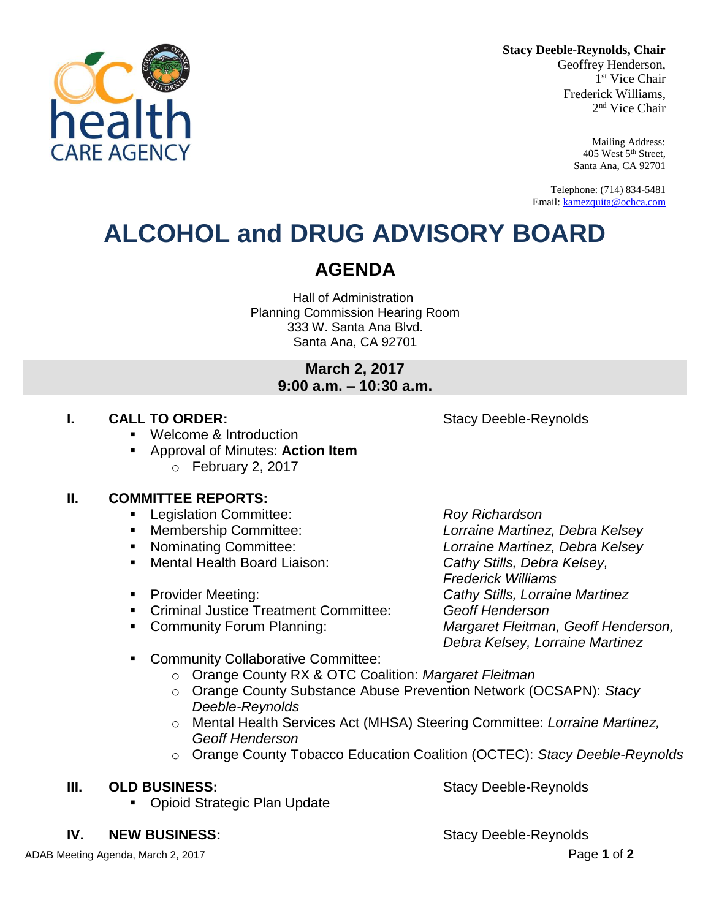**Stacy Deeble-Reynolds, Chair**
Geoffrey Henderson,
1st Vice Chair
Frederick Williams,
2nd Vice Chair

Mailing Address:
405 West 5th Street,
Santa Ana, CA 92701

Telephone: (714) 834-5481
Email: kamezquita@ochca.com

# ALCOHOL and DRUG ADVISORY BOARD

## AGENDA

Hall of Administration
Planning Commission Hearing Room
333 W. Santa Ana Blvd.
Santa Ana, CA 92701

**March 2, 2017**
**9:00 a.m. – 10:30 a.m.**

**I. CALL TO ORDER:** Stacy Deeble-Reynolds

- Welcome & Introduction
- Approval of Minutes: **Action Item**
  - February 2, 2017

**II. COMMITTEE REPORTS:**

- Legislation Committee: *Roy Richardson*
- Membership Committee: *Lorraine Martinez, Debra Kelsey*
- Nominating Committee: *Lorraine Martinez, Debra Kelsey*
- Mental Health Board Liaison: *Cathy Stills, Debra Kelsey, Frederick Williams*
- Provider Meeting: *Cathy Stills, Lorraine Martinez*
- Criminal Justice Treatment Committee: *Geoff Henderson*
- Community Forum Planning: *Margaret Fleitman, Geoff Henderson, Debra Kelsey, Lorraine Martinez*
- Community Collaborative Committee:
  - Orange County RX & OTC Coalition: *Margaret Fleitman*
  - Orange County Substance Abuse Prevention Network (OCSAPN): *Stacy Deeble-Reynolds*
  - Mental Health Services Act (MHSA) Steering Committee: *Lorraine Martinez, Geoff Henderson*
  - Orange County Tobacco Education Coalition (OCTEC): *Stacy Deeble-Reynolds*

**III. OLD BUSINESS:** Stacy Deeble-Reynolds

- Opioid Strategic Plan Update

**IV. NEW BUSINESS:** Stacy Deeble-Reynolds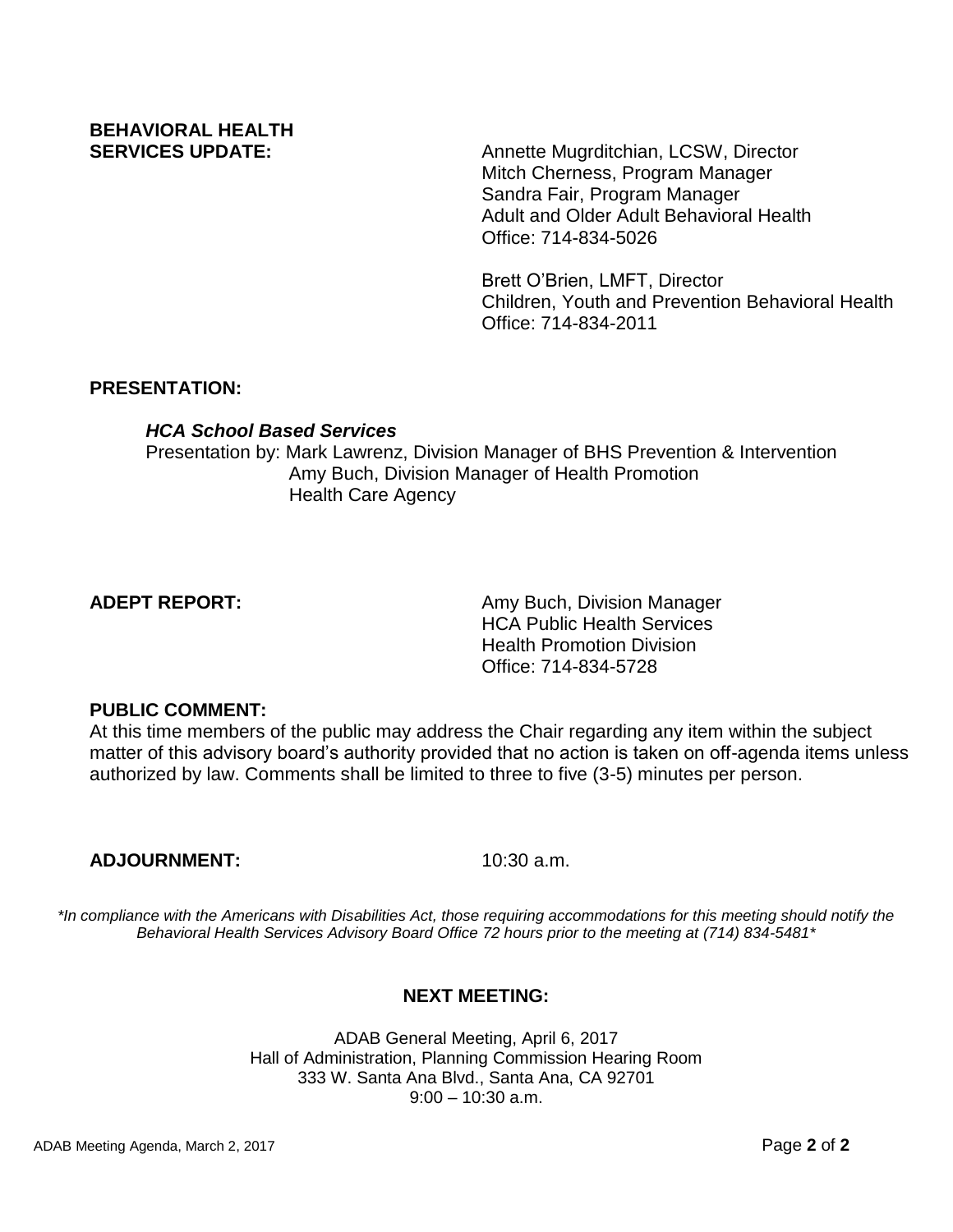**BEHAVIORAL HEALTH SERVICES UPDATE:**

Annette Mugrditchian, LCSW, Director
Mitch Cherness, Program Manager
Sandra Fair, Program Manager
Adult and Older Adult Behavioral Health
Office: 714-834-5026

Brett O'Brien, LMFT, Director
Children, Youth and Prevention Behavioral Health
Office: 714-834-2011

**PRESENTATION:**

***HCA School Based Services***
Presentation by: Mark Lawrenz, Division Manager of BHS Prevention & Intervention
Amy Buch, Division Manager of Health Promotion
Health Care Agency

**ADEPT REPORT:**

Amy Buch, Division Manager
HCA Public Health Services
Health Promotion Division
Office: 714-834-5728

**PUBLIC COMMENT:**
At this time members of the public may address the Chair regarding any item within the subject matter of this advisory board's authority provided that no action is taken on off-agenda items unless authorized by law. Comments shall be limited to three to five (3-5) minutes per person.

**ADJOURNMENT:** 10:30 a.m.

*\*In compliance with the Americans with Disabilities Act, those requiring accommodations for this meeting should notify the Behavioral Health Services Advisory Board Office 72 hours prior to the meeting at (714) 834-5481\**

**NEXT MEETING:**

ADAB General Meeting, April 6, 2017
Hall of Administration, Planning Commission Hearing Room
333 W. Santa Ana Blvd., Santa Ana, CA 92701
9:00 – 10:30 a.m.